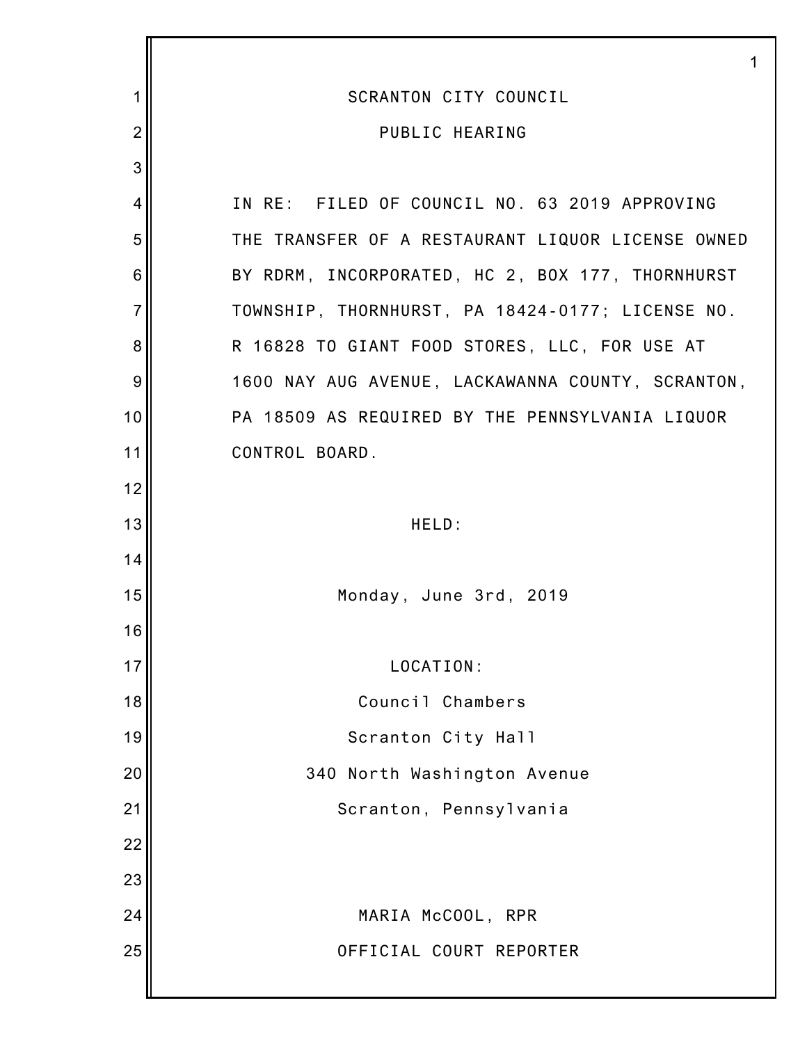# SCRANTON CITY COUNCIL

## PUBLIC HEARING

IN RE: FILED OF COUNCIL NO. 63 2019 APPROVING THE TRANSFER OF A RESTAURANT LIQUOR LICENSE OWNED BY RDRM, INCORPORATED, HC 2, BOX 177, THORNHURST TOWNSHIP, THORNHURST, PA 18424-0177; LICENSE NO. R 16828 TO GIANT FOOD STORES, LLC, FOR USE AT 1600 NAY AUG AVENUE, LACKAWANNA COUNTY, SCRANTON, PA 18509 AS REQUIRED BY THE PENNSYLVANIA LIQUOR CONTROL BOARD.

HELD:

Monday, June 3rd, 2019

LOCATION:

Council Chambers

Scranton City Hall

340 North Washington Avenue

Scranton, Pennsylvania

MARIA McCOOL, RPR

OFFICIAL COURT REPORTER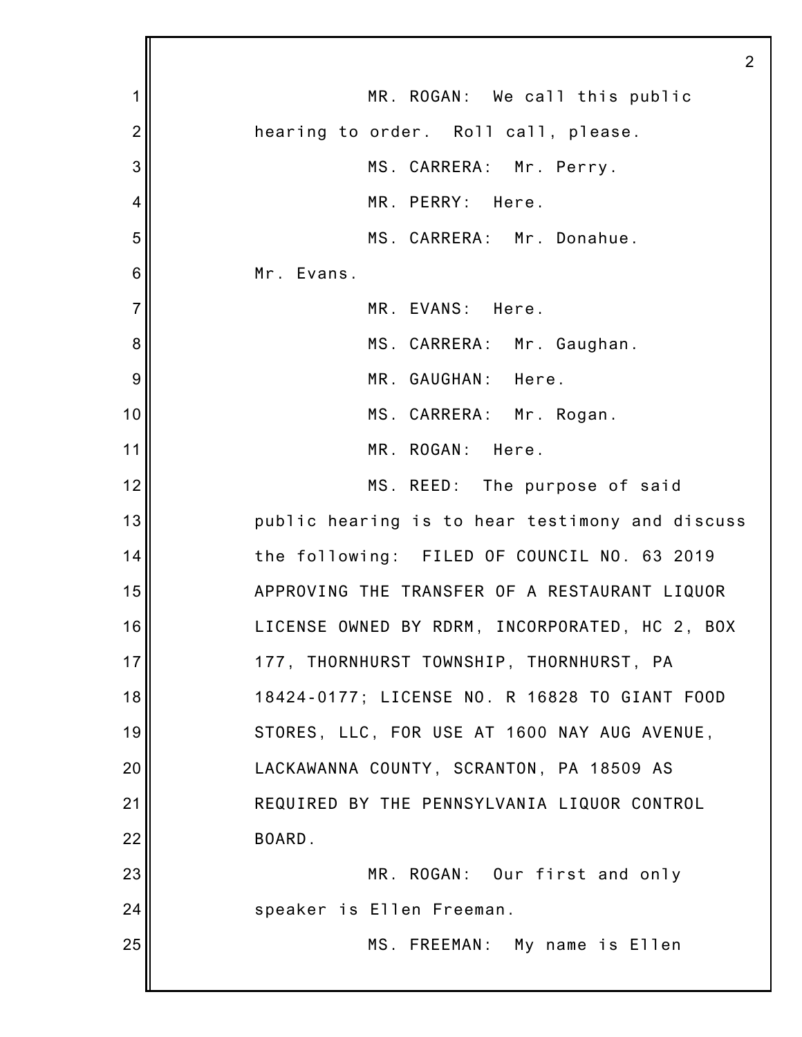MR. ROGAN: We call this public hearing to order. Roll call, please.

MS. CARRERA: Mr. Perry.

MR. PERRY: Here.

MS. CARRERA: Mr. Donahue. Mr. Evans.

MR. EVANS: Here.

MS. CARRERA: Mr. Gaughan.

MR. GAUGHAN: Here.

MS. CARRERA: Mr. Rogan.

MR. ROGAN: Here.

MS. REED: The purpose of said public hearing is to hear testimony and discuss the following: FILED OF COUNCIL NO. 63 2019 APPROVING THE TRANSFER OF A RESTAURANT LIQUOR LICENSE OWNED BY RDRM, INCORPORATED, HC 2, BOX 177, THORNHURST TOWNSHIP, THORNHURST, PA 18424-0177; LICENSE NO. R 16828 TO GIANT FOOD STORES, LLC, FOR USE AT 1600 NAY AUG AVENUE, LACKAWANNA COUNTY, SCRANTON, PA 18509 AS REQUIRED BY THE PENNSYLVANIA LIQUOR CONTROL BOARD.

MR. ROGAN: Our first and only speaker is Ellen Freeman.

MS. FREEMAN: My name is Ellen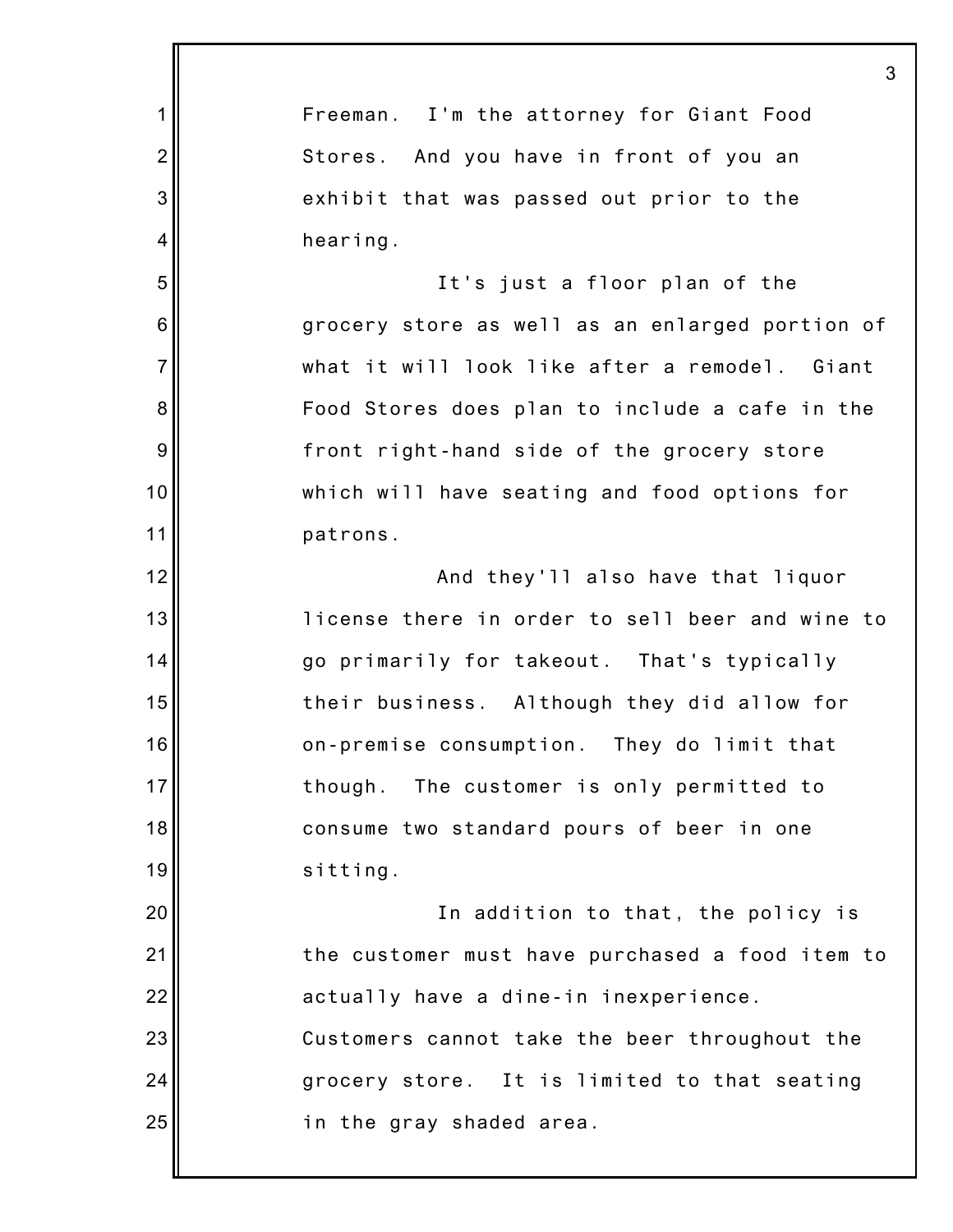Freeman. I'm the attorney for Giant Food Stores. And you have in front of you an exhibit that was passed out prior to the hearing.

It's just a floor plan of the grocery store as well as an enlarged portion of what it will look like after a remodel. Giant Food Stores does plan to include a cafe in the front right-hand side of the grocery store which will have seating and food options for patrons.

And they'll also have that liquor license there in order to sell beer and wine to go primarily for takeout. That's typically their business. Although they did allow for on-premise consumption. They do limit that though. The customer is only permitted to consume two standard pours of beer in one sitting.

In addition to that, the policy is the customer must have purchased a food item to actually have a dine-in inexperience. Customers cannot take the beer throughout the grocery store. It is limited to that seating in the gray shaded area.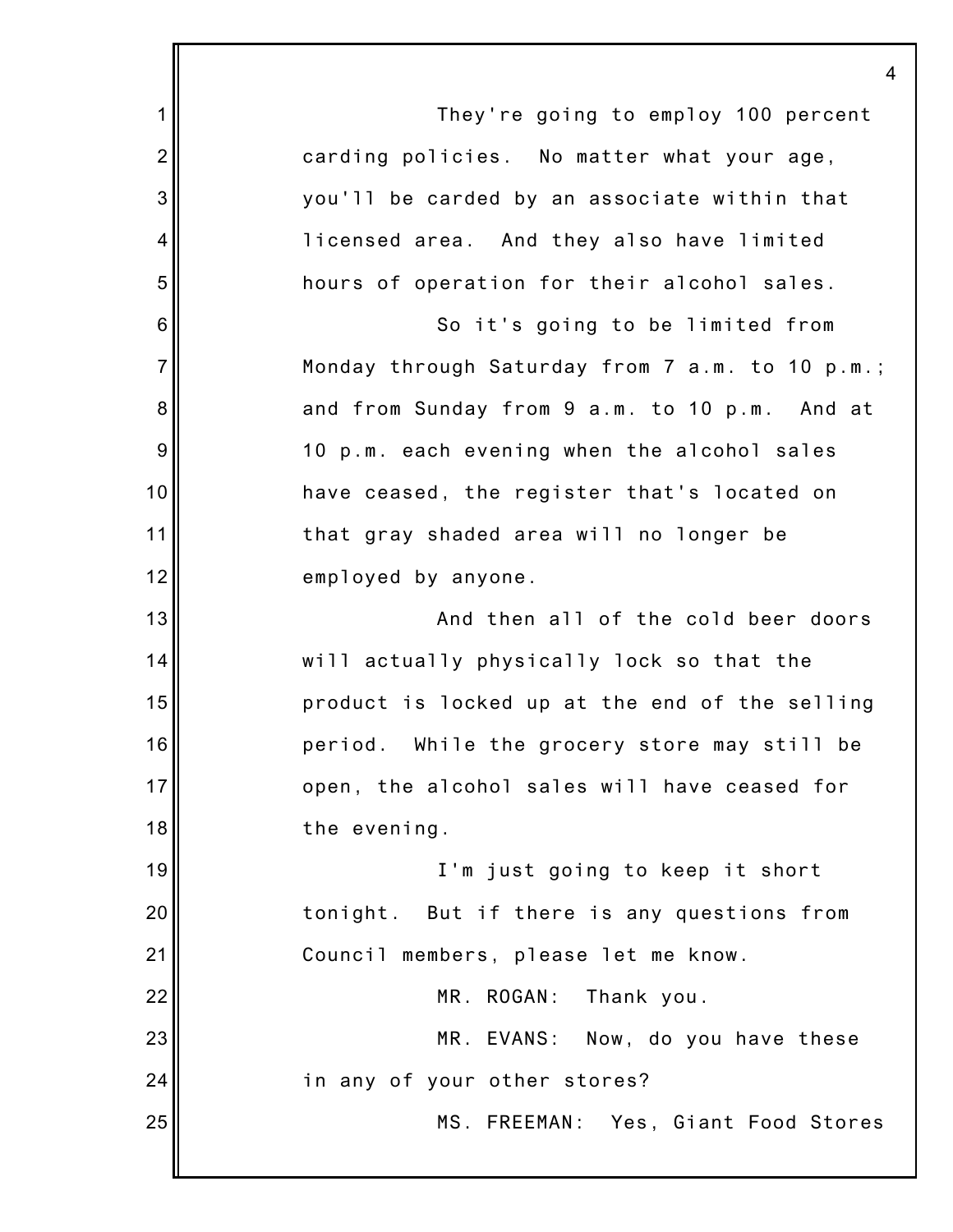They're going to employ 100 percent carding policies. No matter what your age, you'll be carded by an associate within that licensed area. And they also have limited hours of operation for their alcohol sales.

So it's going to be limited from Monday through Saturday from 7 a.m. to 10 p.m.; and from Sunday from 9 a.m. to 10 p.m. And at 10 p.m. each evening when the alcohol sales have ceased, the register that's located on that gray shaded area will no longer be employed by anyone.

And then all of the cold beer doors will actually physically lock so that the product is locked up at the end of the selling period. While the grocery store may still be open, the alcohol sales will have ceased for the evening.

I'm just going to keep it short tonight. But if there is any questions from Council members, please let me know.

MR. ROGAN: Thank you.

MR. EVANS: Now, do you have these in any of your other stores?

MS. FREEMAN: Yes, Giant Food Stores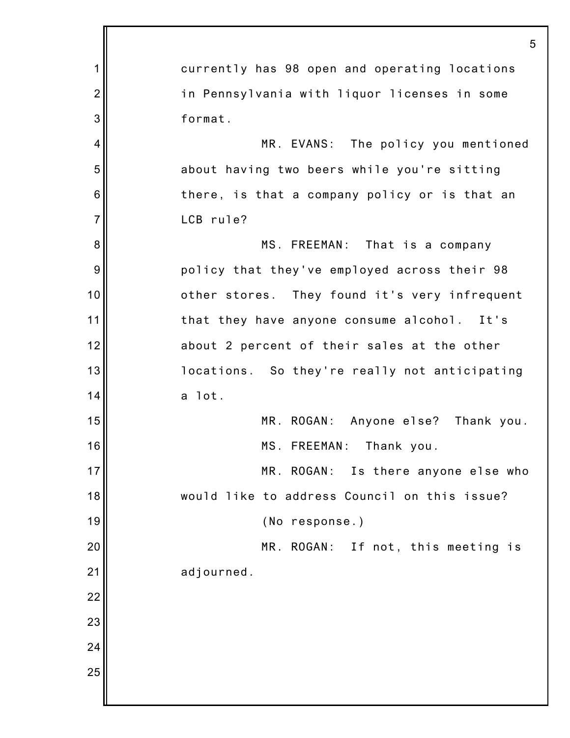currently has 98 open and operating locations in Pennsylvania with liquor licenses in some format.

MR. EVANS: The policy you mentioned about having two beers while you're sitting there, is that a company policy or is that an LCB rule?

MS. FREEMAN: That is a company policy that they've employed across their 98 other stores. They found it's very infrequent that they have anyone consume alcohol. It's about 2 percent of their sales at the other locations. So they're really not anticipating a lot.

MR. ROGAN: Anyone else? Thank you.

MS. FREEMAN: Thank you.

MR. ROGAN: Is there anyone else who would like to address Council on this issue?

(No response.)

MR. ROGAN: If not, this meeting is adjourned.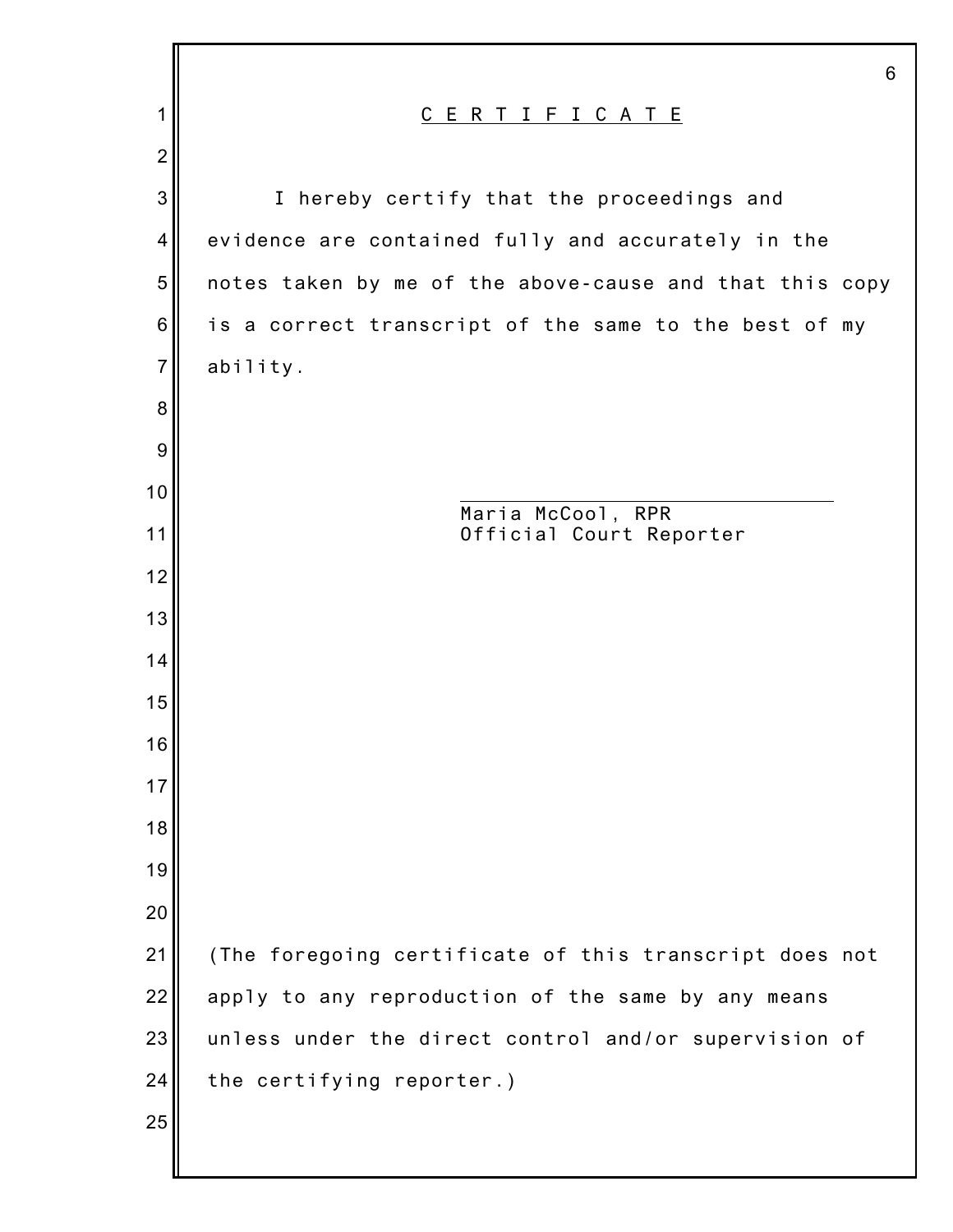# C E R T I F I C A T E

I hereby certify that the proceedings and evidence are contained fully and accurately in the notes taken by me of the above-cause and that this copy is a correct transcript of the same to the best of my ability.

\_\_\_\_\_\_\_\_\_\_\_\_\_\_\_\_\_\_\_\_\_\_\_\_\_\_\_\_\_\_
Maria McCool, RPR
Official Court Reporter

(The foregoing certificate of this transcript does not apply to any reproduction of the same by any means unless under the direct control and/or supervision of the certifying reporter.)